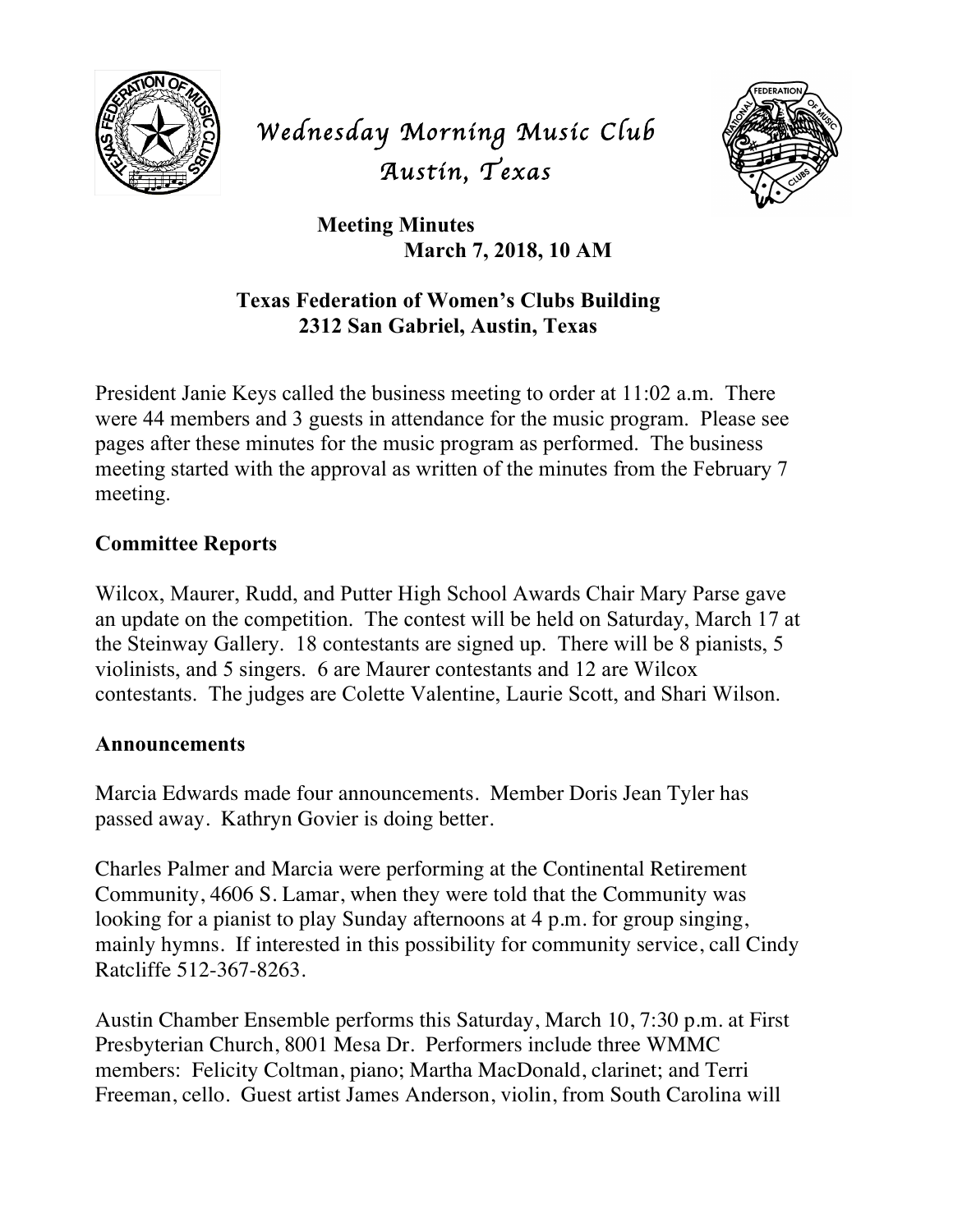# *Wednesday Morning Music Club*
# *Austin, Texas*

**Meeting Minutes**
**March 7, 2018, 10 AM**

**Texas Federation of Women's Clubs Building**
**2312 San Gabriel, Austin, Texas**

President Janie Keys called the business meeting to order at 11:02 a.m. There were 44 members and 3 guests in attendance for the music program. Please see pages after these minutes for the music program as performed. The business meeting started with the approval as written of the minutes from the February 7 meeting.

## Committee Reports

Wilcox, Maurer, Rudd, and Putter High School Awards Chair Mary Parse gave an update on the competition. The contest will be held on Saturday, March 17 at the Steinway Gallery. 18 contestants are signed up. There will be 8 pianists, 5 violinists, and 5 singers. 6 are Maurer contestants and 12 are Wilcox contestants. The judges are Colette Valentine, Laurie Scott, and Shari Wilson.

## Announcements

Marcia Edwards made four announcements. Member Doris Jean Tyler has passed away. Kathryn Govier is doing better.

Charles Palmer and Marcia were performing at the Continental Retirement Community, 4606 S. Lamar, when they were told that the Community was looking for a pianist to play Sunday afternoons at 4 p.m. for group singing, mainly hymns. If interested in this possibility for community service, call Cindy Ratcliffe 512-367-8263.

Austin Chamber Ensemble performs this Saturday, March 10, 7:30 p.m. at First Presbyterian Church, 8001 Mesa Dr. Performers include three WMMC members: Felicity Coltman, piano; Martha MacDonald, clarinet; and Terri Freeman, cello. Guest artist James Anderson, violin, from South Carolina will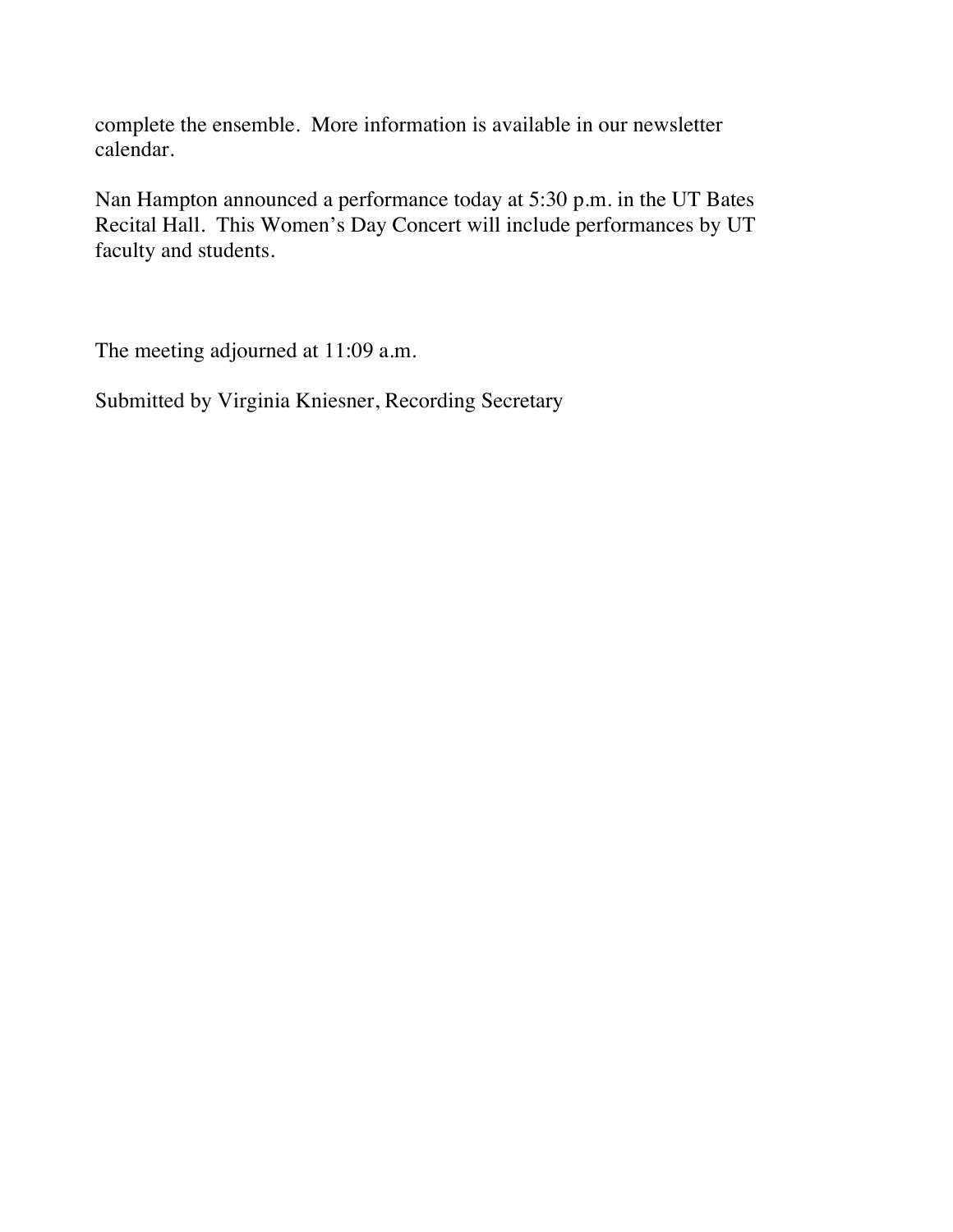complete the ensemble. More information is available in our newsletter calendar.

Nan Hampton announced a performance today at 5:30 p.m. in the UT Bates Recital Hall. This Women's Day Concert will include performances by UT faculty and students.

The meeting adjourned at 11:09 a.m.

Submitted by Virginia Kniesner, Recording Secretary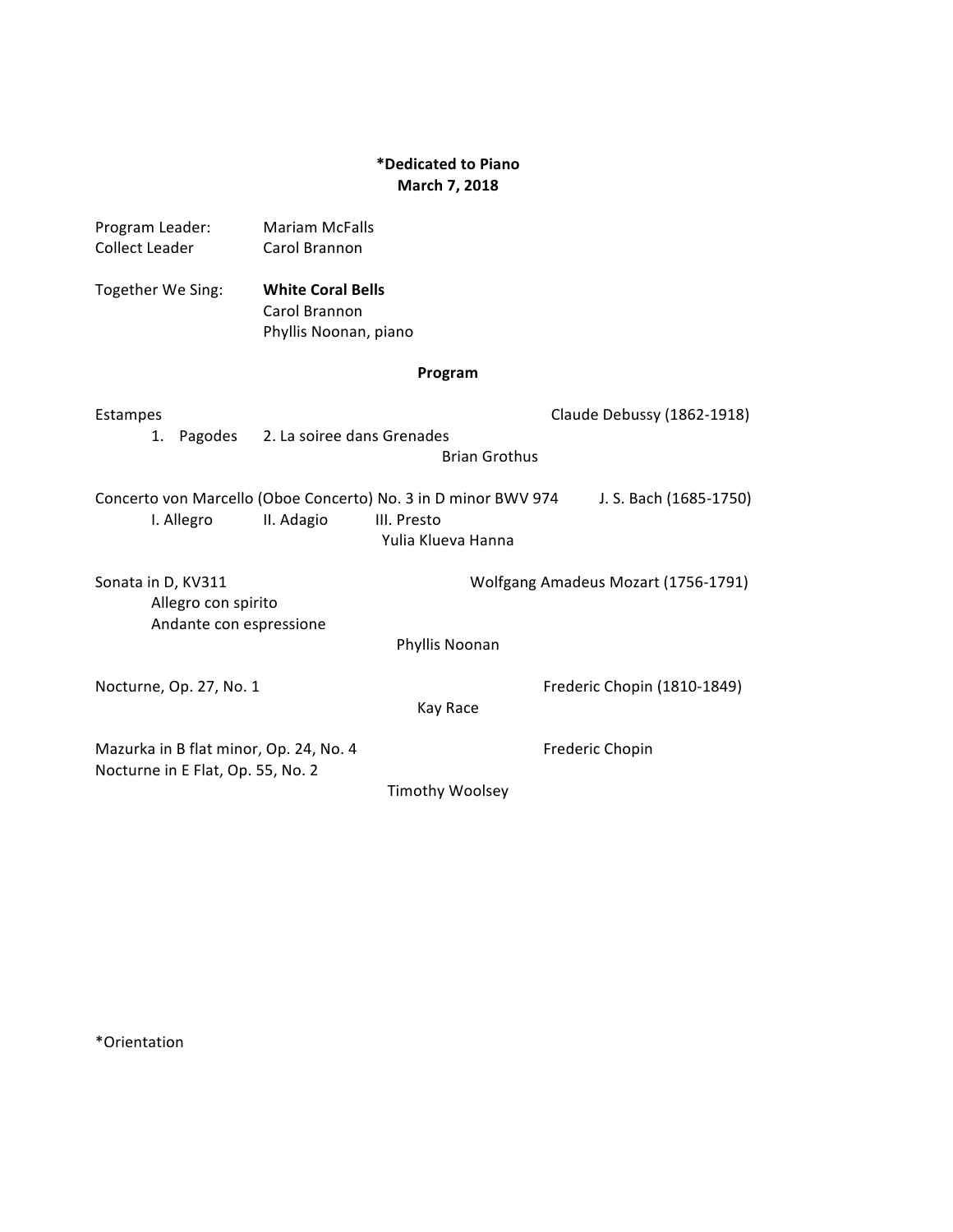**\*Dedicated to Piano**
**March 7, 2018**

Program Leader: Mariam McFalls
Collect Leader Carol Brannon

Together We Sing: **White Coral Bells**
Carol Brannon
Phyllis Noonan, piano

**Program**

Estampes — Claude Debussy (1862-1918)

1. Pagodes 2. La soiree dans Grenades

Brian Grothus

Concerto von Marcello (Oboe Concerto) No. 3 in D minor BWV 974 — J. S. Bach (1685-1750)

I. Allegro II. Adagio III. Presto

Yulia Klueva Hanna

Sonata in D, KV311 — Wolfgang Amadeus Mozart (1756-1791)

Allegro con spirito
Andante con espressione

Phyllis Noonan

Nocturne, Op. 27, No. 1 — Frederic Chopin (1810-1849)

Kay Race

Mazurka in B flat minor, Op. 24, No. 4 — Frederic Chopin
Nocturne in E Flat, Op. 55, No. 2

Timothy Woolsey

*Orientation